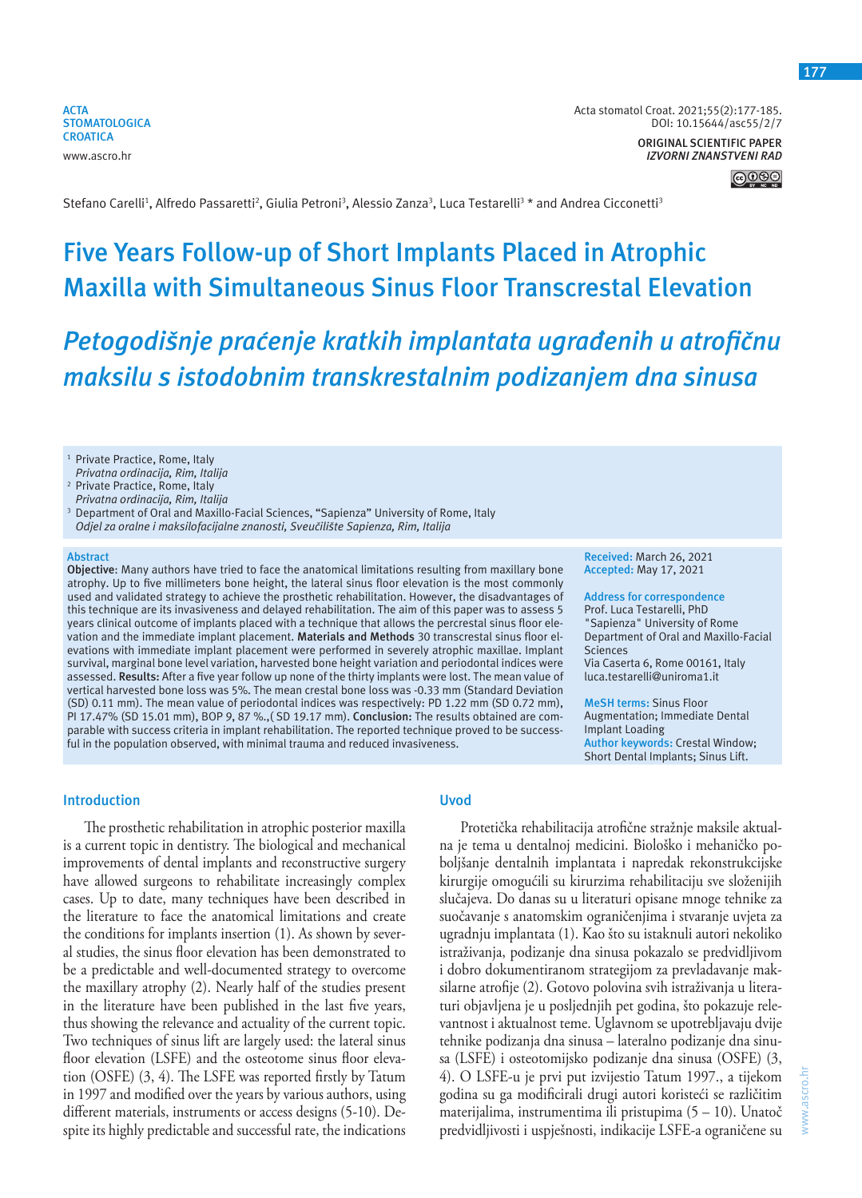ACTA STOMATOLOGICA CROATICA
www.ascro.hr

Acta stomatol Croat. 2021;55(2):177-185.
DOI: 10.15644/asc55/2/7

ORIGINAL SCIENTIFIC PAPER
*IZVORNI ZNANSTVENI RAD*

Stefano Carelli[1], Alfredo Passaretti[2], Giulia Petroni[3], Alessio Zanza[3], Luca Testarelli[3] * and Andrea Cicconetti[3]

# Five Years Follow-up of Short Implants Placed in Atrophic Maxilla with Simultaneous Sinus Floor Transcrestal Elevation

# *Petogodišnje praćenje kratkih implantata ugrađenih u atrofičnu maksilu s istodobnim transkrestalnim podizanjem dna sinusa*

[1] Private Practice, Rome, Italy
*Privatna ordinacija, Rim, Italija*
[2] Private Practice, Rome, Italy
*Privatna ordinacija, Rim, Italija*
[3] Department of Oral and Maxillo-Facial Sciences, "Sapienza" University of Rome, Italy
*Odjel za oralne i maksilofacijalne znanosti, Sveučilište Sapienza, Rim, Italija*

**Abstract**

**Objective**: Many authors have tried to face the anatomical limitations resulting from maxillary bone atrophy. Up to five millimeters bone height, the lateral sinus floor elevation is the most commonly used and validated strategy to achieve the prosthetic rehabilitation. However, the disadvantages of this technique are its invasiveness and delayed rehabilitation. The aim of this paper was to assess 5 years clinical outcome of implants placed with a technique that allows the percrestal sinus floor elevation and the immediate implant placement. **Materials and Methods** 30 transcrestal sinus floor elevations with immediate implant placement were performed in severely atrophic maxillae. Implant survival, marginal bone level variation, harvested bone height variation and periodontal indices were assessed. **Results:** After a five year follow up none of the thirty implants were lost. The mean value of vertical harvested bone loss was 5%. The mean crestal bone loss was -0.33 mm (Standard Deviation (SD) 0.11 mm). The mean value of periodontal indices was respectively: PD 1.22 mm (SD 0.72 mm), PI 17.47% (SD 15.01 mm), BOP 9, 87 %.,( SD 19.17 mm). **Conclusion:** The results obtained are comparable with success criteria in implant rehabilitation. The reported technique proved to be successful in the population observed, with minimal trauma and reduced invasiveness.

**Received:** March 26, 2021
**Accepted:** May 17, 2021

**Address for correspondence**
Prof. Luca Testarelli, PhD
"Sapienza" University of Rome
Department of Oral and Maxillo-Facial Sciences
Via Caserta 6, Rome 00161, Italy
luca.testarelli@uniroma1.it

**MeSH terms:** Sinus Floor Augmentation; Immediate Dental Implant Loading
**Author keywords:** Crestal Window; Short Dental Implants; Sinus Lift.

## Introduction

The prosthetic rehabilitation in atrophic posterior maxilla is a current topic in dentistry. The biological and mechanical improvements of dental implants and reconstructive surgery have allowed surgeons to rehabilitate increasingly complex cases. Up to date, many techniques have been described in the literature to face the anatomical limitations and create the conditions for implants insertion (1). As shown by several studies, the sinus floor elevation has been demonstrated to be a predictable and well-documented strategy to overcome the maxillary atrophy (2). Nearly half of the studies present in the literature have been published in the last five years, thus showing the relevance and actuality of the current topic. Two techniques of sinus lift are largely used: the lateral sinus floor elevation (LSFE) and the osteotome sinus floor elevation (OSFE) (3, 4). The LSFE was reported firstly by Tatum in 1997 and modified over the years by various authors, using different materials, instruments or access designs (5-10). Despite its highly predictable and successful rate, the indications

## Uvod

Protetička rehabilitacija atrofične stražnje maksile aktualna je tema u dentalnoj medicini. Biološko i mehaničko poboljšanje dentalnih implantata i napredak rekonstrukcijske kirurgije omogućili su kirurzima rehabilitaciju sve složenijih slučajeva. Do danas su u literaturi opisane mnoge tehnike za suočavanje s anatomskim ograničenjima i stvaranje uvjeta za ugradnju implantata (1). Kao što su istaknuli autori nekoliko istraživanja, podizanje dna sinusa pokazalo se predvidljivom i dobro dokumentiranom strategijom za prevladavanje maksilarne atrofije (2). Gotovo polovina svih istraživanja u literaturi objavljena je u posljednjih pet godina, što pokazuje relevantnost i aktualnost teme. Uglavnom se upotrebljavaju dvije tehnike podizanja dna sinusa – lateralno podizanje dna sinusa (LSFE) i osteotomijsko podizanje dna sinusa (OSFE) (3, 4). O LSFE-u je prvi put izvijestio Tatum 1997., a tijekom godina su ga modificirali drugi autori koristeći se različitim materijalima, instrumentima ili pristupima (5 – 10). Unatoč predvidljivosti i uspješnosti, indikacije LSFE-a ograničene su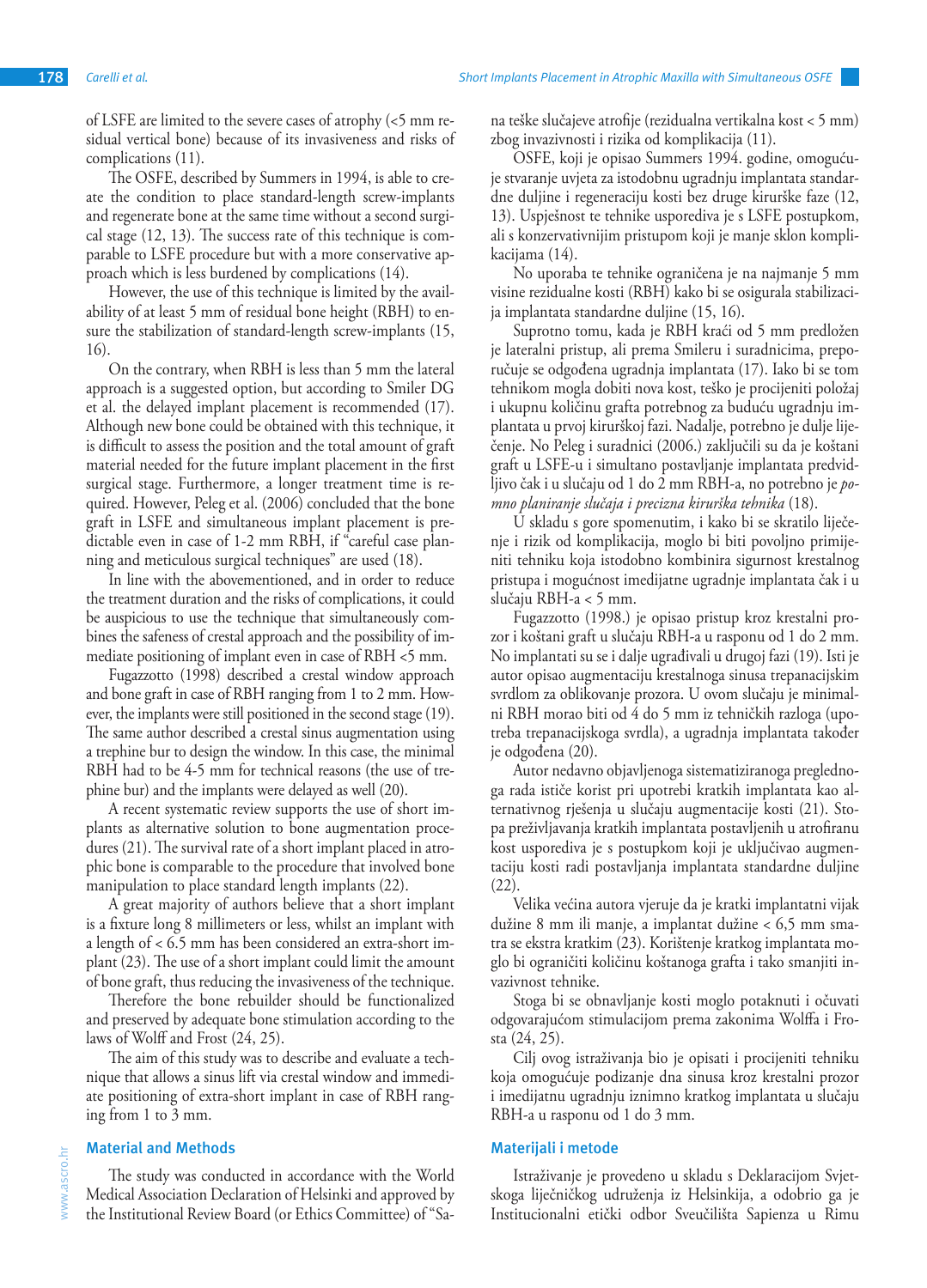of LSFE are limited to the severe cases of atrophy (<5 mm residual vertical bone) because of its invasiveness and risks of complications (11).

The OSFE, described by Summers in 1994, is able to create the condition to place standard-length screw-implants and regenerate bone at the same time without a second surgical stage (12, 13). The success rate of this technique is comparable to LSFE procedure but with a more conservative approach which is less burdened by complications (14).

However, the use of this technique is limited by the availability of at least 5 mm of residual bone height (RBH) to ensure the stabilization of standard-length screw-implants (15, 16).

On the contrary, when RBH is less than 5 mm the lateral approach is a suggested option, but according to Smiler DG et al. the delayed implant placement is recommended (17). Although new bone could be obtained with this technique, it is difficult to assess the position and the total amount of graft material needed for the future implant placement in the first surgical stage. Furthermore, a longer treatment time is required. However, Peleg et al. (2006) concluded that the bone graft in LSFE and simultaneous implant placement is predictable even in case of 1-2 mm RBH, if "careful case planning and meticulous surgical techniques" are used (18).

In line with the abovementioned, and in order to reduce the treatment duration and the risks of complications, it could be auspicious to use the technique that simultaneously combines the safeness of crestal approach and the possibility of immediate positioning of implant even in case of RBH <5 mm.

Fugazzotto (1998) described a crestal window approach and bone graft in case of RBH ranging from 1 to 2 mm. However, the implants were still positioned in the second stage (19). The same author described a crestal sinus augmentation using a trephine bur to design the window. In this case, the minimal RBH had to be 4-5 mm for technical reasons (the use of trephine bur) and the implants were delayed as well (20).

A recent systematic review supports the use of short implants as alternative solution to bone augmentation procedures (21). The survival rate of a short implant placed in atrophic bone is comparable to the procedure that involved bone manipulation to place standard length implants (22).

A great majority of authors believe that a short implant is a fixture long 8 millimeters or less, whilst an implant with a length of < 6.5 mm has been considered an extra-short implant (23). The use of a short implant could limit the amount of bone graft, thus reducing the invasiveness of the technique.

Therefore the bone rebuilder should be functionalized and preserved by adequate bone stimulation according to the laws of Wolff and Frost (24, 25).

The aim of this study was to describe and evaluate a technique that allows a sinus lift via crestal window and immediate positioning of extra-short implant in case of RBH ranging from 1 to 3 mm.

## Material and Methods

The study was conducted in accordance with the World Medical Association Declaration of Helsinki and approved by the Institutional Review Board (or Ethics Committee) of "Sa-

na teške slučajeve atrofije (rezidualna vertikalna kost < 5 mm) zbog invazivnosti i rizika od komplikacija (11).

OSFE, koji je opisao Summers 1994. godine, omogućuje stvaranje uvjeta za istodobnu ugradnju implantata standardne duljine i regeneraciju kosti bez druge kirurške faze (12, 13). Uspješnost te tehnike usporediva je s LSFE postupkom, ali s konzervativnijim pristupom koji je manje sklon komplikacijama (14).

No uporaba te tehnike ograničena je na najmanje 5 mm visine rezidualne kosti (RBH) kako bi se osigurala stabilizacija implantata standardne duljine (15, 16).

Suprotno tomu, kada je RBH kraći od 5 mm predložen je lateralni pristup, ali prema Smileru i suradnicima, preporučuje se odgođena ugradnja implantata (17). Iako bi se tom tehnikom mogla dobiti nova kost, teško je procijeniti položaj i ukupnu količinu grafta potrebnog za buduću ugradnju implantata u prvoj kirurškoj fazi. Nadalje, potrebno je dulje liječenje. No Peleg i suradnici (2006.) zaključili su da je koštani graft u LSFE-u i simultano postavljanje implantata predvidljivo čak i u slučaju od 1 do 2 mm RBH-a, no potrebno je *pomno planiranje slučaja i precizna kirurška tehnika* (18).

U skladu s gore spomenutim, i kako bi se skratilo liječenje i rizik od komplikacija, moglo bi biti povoljno primijeniti tehniku koja istodobno kombinira sigurnost krestalnog pristupa i mogućnost imedijatne ugradnje implantata čak i u slučaju RBH-a < 5 mm.

Fugazzotto (1998.) je opisao pristup kroz krestalni prozor i koštani graft u slučaju RBH-a u rasponu od 1 do 2 mm. No implantati su se i dalje ugrađivali u drugoj fazi (19). Isti je autor opisao augmentaciju krestalnoga sinusa trepanacijskim svrdlom za oblikovanje prozora. U ovom slučaju je minimalni RBH morao biti od 4 do 5 mm iz tehničkih razloga (upotreba trepanacijskoga svrdla), a ugradnja implantata također je odgođena (20).

Autor nedavno objavljenoga sistematiziranoga preglednoga rada ističe korist pri upotrebi kratkih implantata kao alternativnog rješenja u slučaju augmentacije kosti (21). Stopa preživljavanja kratkih implantata postavljenih u atrofiranu kost usporediva je s postupkom koji je uključivao augmentaciju kosti radi postavljanja implantata standardne duljine (22).

Velika većina autora vjeruje da je kratki implantatni vijak dužine 8 mm ili manje, a implantat dužine < 6,5 mm smatra se ekstra kratkim (23). Korištenje kratkog implantata moglo bi ograničiti količinu koštanoga grafta i tako smanjiti invazivnost tehnike.

Stoga bi se obnavljanje kosti moglo potaknuti i očuvati odgovarajućom stimulacijom prema zakonima Wolffa i Frosta (24, 25).

Cilj ovog istraživanja bio je opisati i procijeniti tehniku koja omogućuje podizanje dna sinusa kroz krestalni prozor i imedijatnu ugradnju iznimno kratkog implantata u slučaju RBH-a u rasponu od 1 do 3 mm.

## Materijali i metode

Istraživanje je provedeno u skladu s Deklaracijom Svjetskoga liječničkog udruženja iz Helsinkija, a odobrio ga je Institucionalni etički odbor Sveučilišta Sapienza u Rimu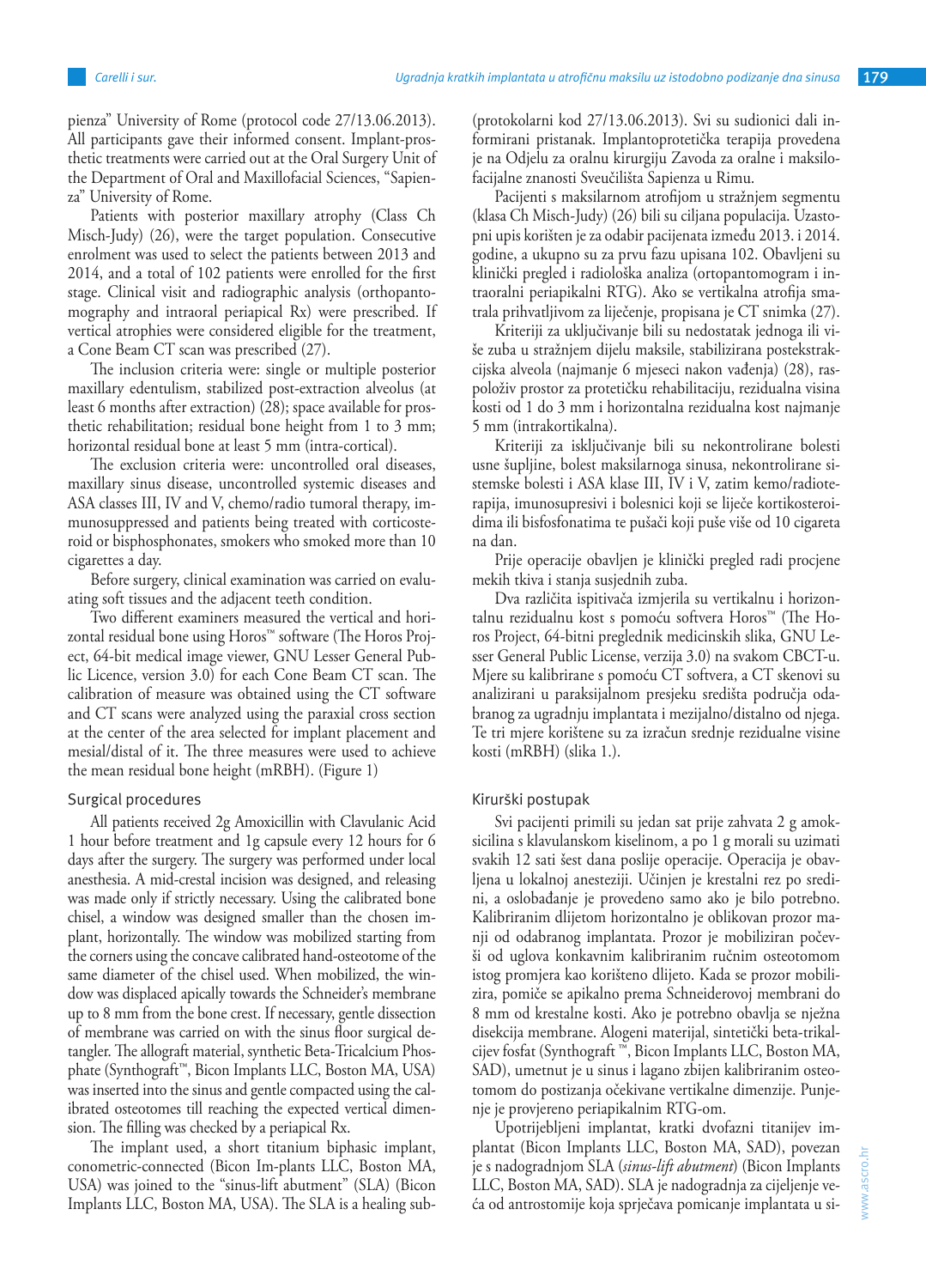pienza" University of Rome (protocol code 27/13.06.2013). All participants gave their informed consent. Implant-prosthetic treatments were carried out at the Oral Surgery Unit of the Department of Oral and Maxillofacial Sciences, "Sapienza" University of Rome.

Patients with posterior maxillary atrophy (Class Ch Misch-Judy) (26), were the target population. Consecutive enrolment was used to select the patients between 2013 and 2014, and a total of 102 patients were enrolled for the first stage. Clinical visit and radiographic analysis (orthopantomography and intraoral periapical Rx) were prescribed. If vertical atrophies were considered eligible for the treatment, a Cone Beam CT scan was prescribed (27).

The inclusion criteria were: single or multiple posterior maxillary edentulism, stabilized post-extraction alveolus (at least 6 months after extraction) (28); space available for prosthetic rehabilitation; residual bone height from 1 to 3 mm; horizontal residual bone at least 5 mm (intra-cortical).

The exclusion criteria were: uncontrolled oral diseases, maxillary sinus disease, uncontrolled systemic diseases and ASA classes III, IV and V, chemo/radio tumoral therapy, immunosuppressed and patients being treated with corticosteroid or bisphosphonates, smokers who smoked more than 10 cigarettes a day.

Before surgery, clinical examination was carried on evaluating soft tissues and the adjacent teeth condition.

Two different examiners measured the vertical and horizontal residual bone using Horos™ software (The Horos Project, 64-bit medical image viewer, GNU Lesser General Public Licence, version 3.0) for each Cone Beam CT scan. The calibration of measure was obtained using the CT software and CT scans were analyzed using the paraxial cross section at the center of the area selected for implant placement and mesial/distal of it. The three measures were used to achieve the mean residual bone height (mRBH). (Figure 1)

## Surgical procedures

All patients received 2g Amoxicillin with Clavulanic Acid 1 hour before treatment and 1g capsule every 12 hours for 6 days after the surgery. The surgery was performed under local anesthesia. A mid-crestal incision was designed, and releasing was made only if strictly necessary. Using the calibrated bone chisel, a window was designed smaller than the chosen implant, horizontally. The window was mobilized starting from the corners using the concave calibrated hand-osteotome of the same diameter of the chisel used. When mobilized, the window was displaced apically towards the Schneider's membrane up to 8 mm from the bone crest. If necessary, gentle dissection of membrane was carried on with the sinus floor surgical detangler. The allograft material, synthetic Beta-Tricalcium Phosphate (Synthograft™, Bicon Implants LLC, Boston MA, USA) was inserted into the sinus and gentle compacted using the calibrated osteotomes till reaching the expected vertical dimension. The filling was checked by a periapical Rx.

The implant used, a short titanium biphasic implant, conometric-connected (Bicon Im-plants LLC, Boston MA, USA) was joined to the "sinus-lift abutment" (SLA) (Bicon Implants LLC, Boston MA, USA). The SLA is a healing sub-

(protokolarni kod 27/13.06.2013). Svi su sudionici dali informirani pristanak. Implantoprotetička terapija provedena je na Odjelu za oralnu kirurgiju Zavoda za oralne i maksilofacijalne znanosti Sveučilišta Sapienza u Rimu.

Pacijenti s maksilarnom atrofijom u stražnjem segmentu (klasa Ch Misch-Judy) (26) bili su ciljana populacija. Uzastopni upis korišten je za odabir pacijenata između 2013. i 2014. godine, a ukupno su za prvu fazu upisana 102. Obavljeni su klinički pregled i radiološka analiza (ortopantomogram i intraoralni periapikalni RTG). Ako se vertikalna atrofija smatrala prihvatljivom za liječenje, propisana je CT snimka (27).

Kriteriji za uključivanje bili su nedostatak jednoga ili više zuba u stražnjem dijelu maksile, stabilizirana postekstrakcijska alveola (najmanje 6 mjeseci nakon vađenja) (28), raspoloživ prostor za protetičku rehabilitaciju, rezidualna visina kosti od 1 do 3 mm i horizontalna rezidualna kost najmanje 5 mm (intrakortikalna).

Kriteriji za isključivanje bili su nekontrolirane bolesti usne šupljine, bolest maksilarnoga sinusa, nekontrolirane sistemske bolesti i ASA klase III, IV i V, zatim kemo/radioterapija, imunosupresivi i bolesnici koji se liječe kortikosteroidima ili bisfosfonatima te pušači koji puše više od 10 cigareta na dan.

Prije operacije obavljen je klinički pregled radi procjene mekih tkiva i stanja susjednih zuba.

Dva različita ispitivača izmjerila su vertikalnu i horizontalnu rezidualnu kost s pomoću softvera Horos™ (The Horos Project, 64-bitni preglednik medicinskih slika, GNU Lesser General Public License, verzija 3.0) na svakom CBCT-u. Mjere su kalibrirane s pomoću CT softvera, a CT skenovi su analizirani u paraksijalnom presjeku središta područja odabranog za ugradnju implantata i mezijalno/distalno od njega. Te tri mjere korištene su za izračun srednje rezidualne visine kosti (mRBH) (slika 1.).

## Kirurški postupak

Svi pacijenti primili su jedan sat prije zahvata 2 g amoksicilina s klavulanskom kiselinom, a po 1 g morali su uzimati svakih 12 sati šest dana poslije operacije. Operacija je obavljena u lokalnoj anesteziji. Učinjen je krestalni rez po sredini, a oslobađanje je provedeno samo ako je bilo potrebno. Kalibriranim dlijetom horizontalno je oblikovan prozor manji od odabranog implantata. Prozor je mobiliziran počevši od uglova konkavnim kalibriranim ručnim osteotomom istog promjera kao korišteno dlijeto. Kada se prozor mobilizira, pomiče se apikalno prema Schneiderovoj membrani do 8 mm od krestalne kosti. Ako je potrebno obavlja se nježna disekcija membrane. Alogeni materijal, sintetički beta-trikalcijev fosfat (Synthograft ™, Bicon Implants LLC, Boston MA, SAD), umetnut je u sinus i lagano zbijen kalibriranim osteotomom do postizanja očekivane vertikalne dimenzije. Punjenje je provjereno periapikalnim RTG-om.

Upotrijebljeni implantat, kratki dvofazni titanijev implantat (Bicon Implants LLC, Boston MA, SAD), povezan je s nadogradnjom SLA (*sinus-lift abutment*) (Bicon Implants LLC, Boston MA, SAD). SLA je nadogradnja za cijeljenje veća od antrostomije koja sprječava pomicanje implantata u si-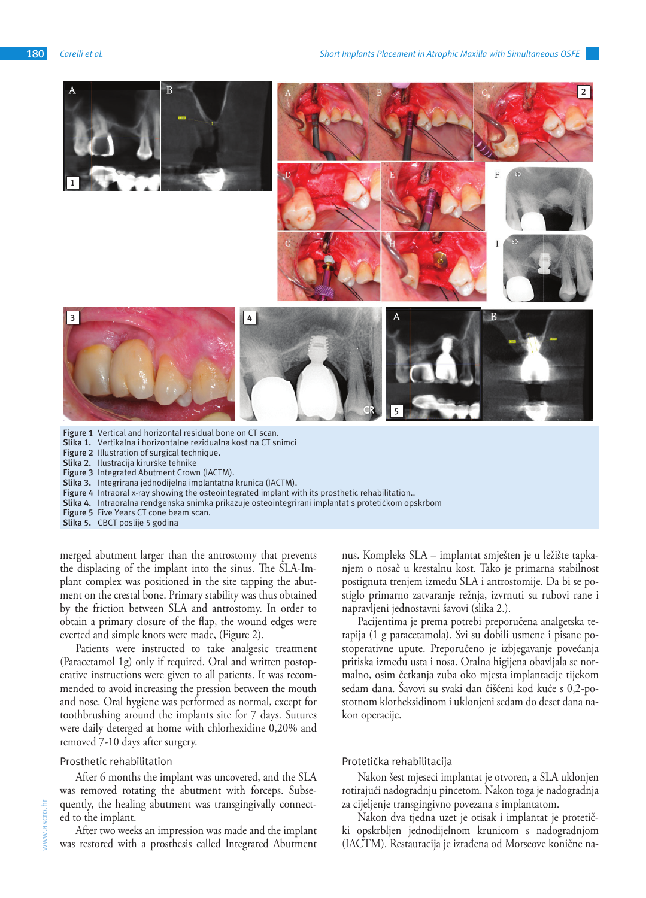**Figure 1** Vertical and horizontal residual bone on CT scan.
**Slika 1.** Vertikalna i horizontalne rezidualna kost na CT snimci
**Figure 2** Illustration of surgical technique.
**Slika 2.** Ilustracija kirurške tehnike
**Figure 3** Integrated Abutment Crown (IACTM).
**Slika 3.** Integrirana jednodijelna implantatna krunica (IACTM).
**Figure 4** Intraoral x-ray showing the osteointegrated implant with its prosthetic rehabilitation..
**Slika 4.** Intraoralna rendgenska snimka prikazuje osteointegrirani implantat s protetičkom opskrbom
**Figure 5** Five Years CT cone beam scan.
**Slika 5.** CBCT poslije 5 godina

merged abutment larger than the antrostomy that prevents the displacing of the implant into the sinus. The SLA-Implant complex was positioned in the site tapping the abutment on the crestal bone. Primary stability was thus obtained by the friction between SLA and antrostomy. In order to obtain a primary closure of the flap, the wound edges were everted and simple knots were made, (Figure 2).

Patients were instructed to take analgesic treatment (Paracetamol 1g) only if required. Oral and written postoperative instructions were given to all patients. It was recommended to avoid increasing the pression between the mouth and nose. Oral hygiene was performed as normal, except for toothbrushing around the implants site for 7 days. Sutures were daily deterged at home with chlorhexidine 0,20% and removed 7-10 days after surgery.

### Prosthetic rehabilitation

After 6 months the implant was uncovered, and the SLA was removed rotating the abutment with forceps. Subsequently, the healing abutment was transgingivally connected to the implant.

After two weeks an impression was made and the implant was restored with a prosthesis called Integrated Abutment

nus. Kompleks SLA – implantat smješten je u ležište tapkanjem o nosač u krestalnu kost. Tako je primarna stabilnost postignuta trenjem između SLA i antrostomije. Da bi se postiglo primarno zatvaranje režnja, izvrnuti su rubovi rane i napravljeni jednostavni šavovi (slika 2.).

Pacijentima je prema potrebi preporučena analgetska terapija (1 g paracetamola). Svi su dobili usmene i pisane postoperativne upute. Preporučeno je izbjegavanje povećanja pritiska između usta i nosa. Oralna higijena obavljala se normalno, osim četkanja zuba oko mjesta implantacije tijekom sedam dana. Šavovi su svaki dan čišćeni kod kuće s 0,2-postotnom klorheksidinom i uklonjeni sedam do deset dana nakon operacije.

### Protetička rehabilitacija

Nakon šest mjeseci implantat je otvoren, a SLA uklonjen rotirajući nadogradnju pincetom. Nakon toga je nadogradnja za cijeljenje transgingivno povezana s implantatom.

Nakon dva tjedna uzet je otisak i implantat je protetički opskrbljen jednodijelnom krunicom s nadogradnjom (IACTM). Restauracija je izrađena od Morseove konične na-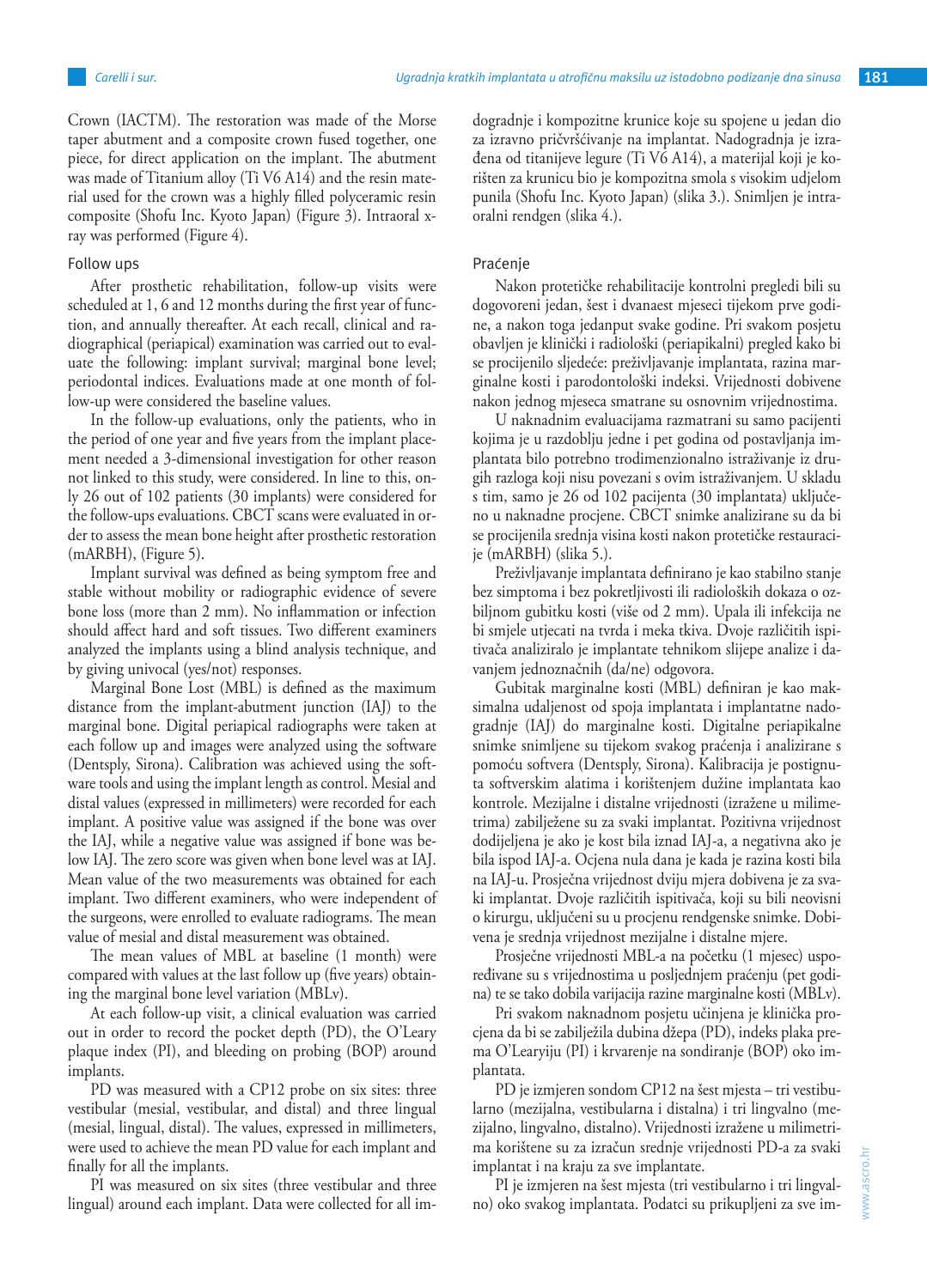Crown (IACTM). The restoration was made of the Morse taper abutment and a composite crown fused together, one piece, for direct application on the implant. The abutment was made of Titanium alloy (Ti V6 A14) and the resin material used for the crown was a highly filled polyceramic resin composite (Shofu Inc. Kyoto Japan) (Figure 3). Intraoral x-ray was performed (Figure 4).

### Follow ups

After prosthetic rehabilitation, follow-up visits were scheduled at 1, 6 and 12 months during the first year of function, and annually thereafter. At each recall, clinical and radiographical (periapical) examination was carried out to evaluate the following: implant survival; marginal bone level; periodontal indices. Evaluations made at one month of follow-up were considered the baseline values.

In the follow-up evaluations, only the patients, who in the period of one year and five years from the implant placement needed a 3-dimensional investigation for other reason not linked to this study, were considered. In line to this, only 26 out of 102 patients (30 implants) were considered for the follow-ups evaluations. CBCT scans were evaluated in order to assess the mean bone height after prosthetic restoration (mARBH), (Figure 5).

Implant survival was defined as being symptom free and stable without mobility or radiographic evidence of severe bone loss (more than 2 mm). No inflammation or infection should affect hard and soft tissues. Two different examiners analyzed the implants using a blind analysis technique, and by giving univocal (yes/not) responses.

Marginal Bone Lost (MBL) is defined as the maximum distance from the implant-abutment junction (IAJ) to the marginal bone. Digital periapical radiographs were taken at each follow up and images were analyzed using the software (Dentsply, Sirona). Calibration was achieved using the software tools and using the implant length as control. Mesial and distal values (expressed in millimeters) were recorded for each implant. A positive value was assigned if the bone was over the IAJ, while a negative value was assigned if bone was below IAJ. The zero score was given when bone level was at IAJ. Mean value of the two measurements was obtained for each implant. Two different examiners, who were independent of the surgeons, were enrolled to evaluate radiograms. The mean value of mesial and distal measurement was obtained.

The mean values of MBL at baseline (1 month) were compared with values at the last follow up (five years) obtaining the marginal bone level variation (MBLv).

At each follow-up visit, a clinical evaluation was carried out in order to record the pocket depth (PD), the O'Leary plaque index (PI), and bleeding on probing (BOP) around implants.

PD was measured with a CP12 probe on six sites: three vestibular (mesial, vestibular, and distal) and three lingual (mesial, lingual, distal). The values, expressed in millimeters, were used to achieve the mean PD value for each implant and finally for all the implants.

PI was measured on six sites (three vestibular and three lingual) around each implant. Data were collected for all im-

dogradnje i kompozitne krunice koje su spojene u jedan dio za izravno pričvršćivanje na implantat. Nadogradnja je izrađena od titanijeve legure (Ti V6 A14), a materijal koji je korišten za krunicu bio je kompozitna smola s visokim udjelom punila (Shofu Inc. Kyoto Japan) (slika 3.). Snimljen je intraoralni rendgen (slika 4.).

### Praćenje

Nakon protetičke rehabilitacije kontrolni pregledi bili su dogovoreni jedan, šest i dvanaest mjeseci tijekom prve godine, a nakon toga jedanput svake godine. Pri svakom posjetu obavljen je klinički i radiološki (periapikalni) pregled kako bi se procijenilo sljedeće: preživljavanje implantata, razina marginalne kosti i parodontološki indeksi. Vrijednosti dobivene nakon jednog mjeseca smatrane su osnovnim vrijednostima.

U naknadnim evaluacijama razmatrani su samo pacijenti kojima je u razdoblju jedne i pet godina od postavljanja implantata bilo potrebno trodimenzionalno istraživanje iz drugih razloga koji nisu povezani s ovim istraživanjem. U skladu s tim, samo je 26 od 102 pacijenta (30 implantata) uključeno u naknadne procjene. CBCT snimke analizirane su da bi se procijenila srednja visina kosti nakon protetičke restauracije (mARBH) (slika 5.).

Preživljavanje implantata definirano je kao stabilno stanje bez simptoma i bez pokretljivosti ili radioloških dokaza o ozbiljnom gubitku kosti (više od 2 mm). Upala ili infekcija ne bi smjele utjecati na tvrda i meka tkiva. Dvoje različitih ispitivača analiziralo je implantate tehnikom slijepe analize i davanjem jednoznačnih (da/ne) odgovora.

Gubitak marginalne kosti (MBL) definiran je kao maksimalna udaljenost od spoja implantata i implantatne nadogradnje (IAJ) do marginalne kosti. Digitalne periapikalne snimke snimljene su tijekom svakog praćenja i analizirane s pomoću softvera (Dentsply, Sirona). Kalibracija je postignuta softverskim alatima i korištenjem dužine implantata kao kontrole. Mezijalne i distalne vrijednosti (izražene u milimetrima) zabilježene su za svaki implantat. Pozitivna vrijednost dodijeljena je ako je kost bila iznad IAJ-a, a negativna ako je bila ispod IAJ-a. Ocjena nula dana je kada je razina kosti bila na IAJ-u. Prosječna vrijednost dviju mjera dobivena je za svaki implantat. Dvoje različitih ispitivača, koji su bili neovisni o kirurgu, uključeni su u procjenu rendgenske snimke. Dobivena je srednja vrijednost mezijalne i distalne mjere.

Prosječne vrijednosti MBL-a na početku (1 mjesec) uspoređivane su s vrijednostima u posljednjem praćenju (pet godina) te se tako dobila varijacija razine marginalne kosti (MBLv).

Pri svakom naknadnom posjetu učinjena je klinička procjena da bi se zabilježila dubina džepa (PD), indeks plaka prema O'Learyiju (PI) i krvarenje na sondiranje (BOP) oko implantata.

PD je izmjeren sondom CP12 na šest mjesta – tri vestibularno (mezijalna, vestibularna i distalna) i tri lingvalno (mezijalno, lingvalno, distalno). Vrijednosti izražene u milimetrima korištene su za izračun srednje vrijednosti PD-a za svaki implantat i na kraju za sve implantate.

PI je izmjeren na šest mjesta (tri vestibularno i tri lingvalno) oko svakog implantata. Podatci su prikupljeni za sve im-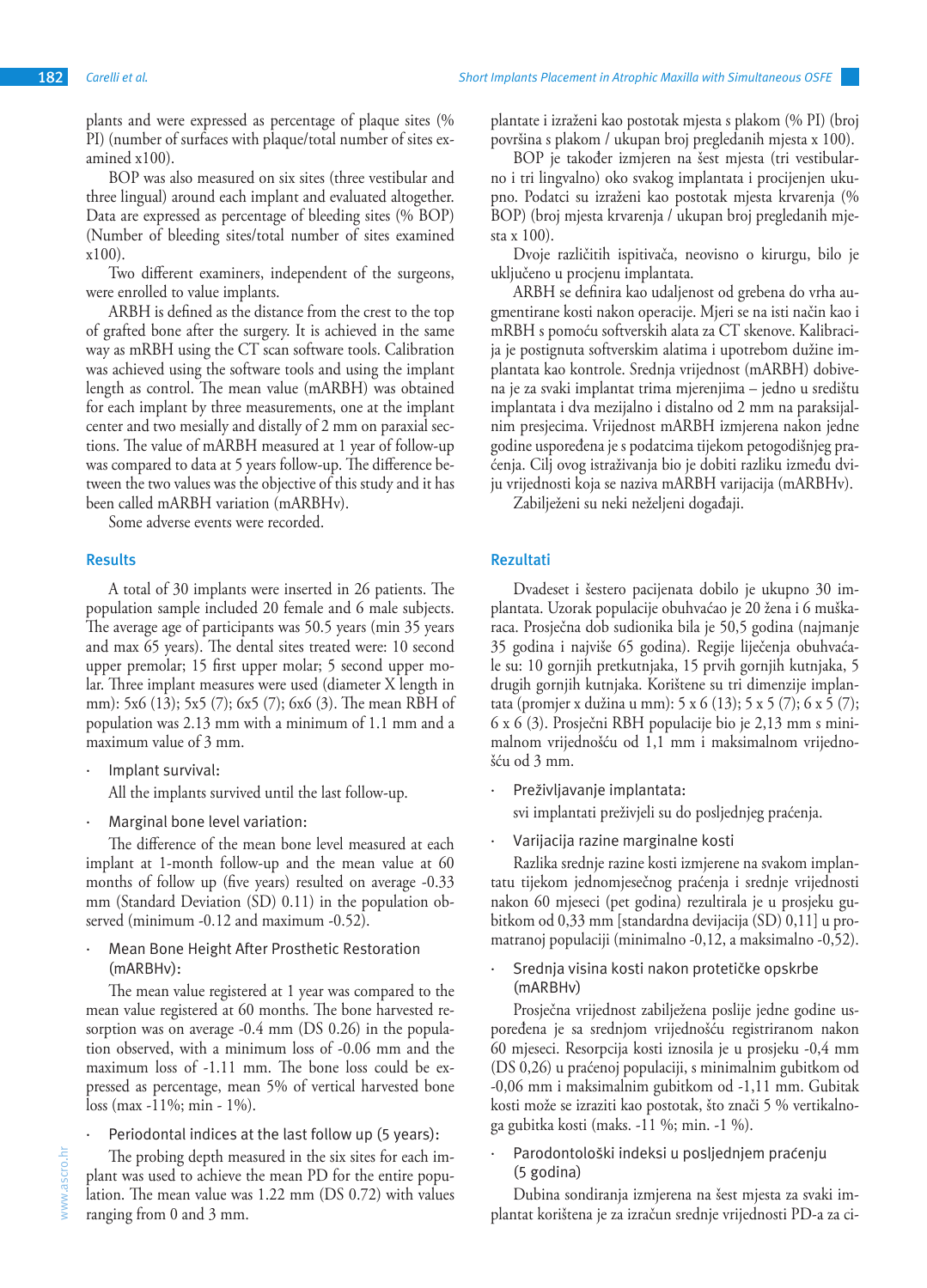plants and were expressed as percentage of plaque sites (% PI) (number of surfaces with plaque/total number of sites examined x100).

BOP was also measured on six sites (three vestibular and three lingual) around each implant and evaluated altogether. Data are expressed as percentage of bleeding sites (% BOP) (Number of bleeding sites/total number of sites examined x100).

Two different examiners, independent of the surgeons, were enrolled to value implants.

ARBH is defined as the distance from the crest to the top of grafted bone after the surgery. It is achieved in the same way as mRBH using the CT scan software tools. Calibration was achieved using the software tools and using the implant length as control. The mean value (mARBH) was obtained for each implant by three measurements, one at the implant center and two mesially and distally of 2 mm on paraxial sections. The value of mARBH measured at 1 year of follow-up was compared to data at 5 years follow-up. The difference between the two values was the objective of this study and it has been called mARBH variation (mARBHv).

Some adverse events were recorded.

## Results

A total of 30 implants were inserted in 26 patients. The population sample included 20 female and 6 male subjects. The average age of participants was 50.5 years (min 35 years and max 65 years). The dental sites treated were: 10 second upper premolar; 15 first upper molar; 5 second upper molar. Three implant measures were used (diameter X length in mm): 5x6 (13); 5x5 (7); 6x5 (7); 6x6 (3). The mean RBH of population was 2.13 mm with a minimum of 1.1 mm and a maximum value of 3 mm.

- Implant survival:

  All the implants survived until the last follow-up.

- Marginal bone level variation:

  The difference of the mean bone level measured at each implant at 1-month follow-up and the mean value at 60 months of follow up (five years) resulted on average -0.33 mm (Standard Deviation (SD) 0.11) in the population observed (minimum -0.12 and maximum -0.52).

- Mean Bone Height After Prosthetic Restoration (mARBHv):

  The mean value registered at 1 year was compared to the mean value registered at 60 months. The bone harvested resorption was on average -0.4 mm (DS 0.26) in the population observed, with a minimum loss of -0.06 mm and the maximum loss of -1.11 mm. The bone loss could be expressed as percentage, mean 5% of vertical harvested bone loss (max -11%; min - 1%).

- Periodontal indices at the last follow up (5 years):

  The probing depth measured in the six sites for each implant was used to achieve the mean PD for the entire population. The mean value was 1.22 mm (DS 0.72) with values ranging from 0 and 3 mm.

plantate i izraženi kao postotak mjesta s plakom (% PI) (broj površina s plakom / ukupan broj pregledanih mjesta x 100).

BOP je također izmjeren na šest mjesta (tri vestibularno i tri lingvalno) oko svakog implantata i procijenjen ukupno. Podatci su izraženi kao postotak mjesta krvarenja (% BOP) (broj mjesta krvarenja / ukupan broj pregledanih mjesta x 100).

Dvoje različitih ispitivača, neovisno o kirurgu, bilo je uključeno u procjenu implantata.

ARBH se definira kao udaljenost od grebena do vrha augmentirane kosti nakon operacije. Mjeri se na isti način kao i mRBH s pomoću softverskih alata za CT skenove. Kalibracija je postignuta softverskim alatima i upotrebom dužine implantata kao kontrole. Srednja vrijednost (mARBH) dobivena je za svaki implantat trima mjerenjima – jedno u središtu implantata i dva mezijalno i distalno od 2 mm na paraksijalnim presjecima. Vrijednost mARBH izmjerena nakon jedne godine uspoređena je s podatcima tijekom petogodišnjeg praćenja. Cilj ovog istraživanja bio je dobiti razliku između dviju vrijednosti koja se naziva mARBH varijacija (mARBHv).

Zabilježeni su neki neželjeni događaji.

## Rezultati

Dvadeset i šestero pacijenata dobilo je ukupno 30 implantata. Uzorak populacije obuhvaćao je 20 žena i 6 muškaraca. Prosječna dob sudionika bila je 50,5 godina (najmanje 35 godina i najviše 65 godina). Regije liječenja obuhvaćale su: 10 gornjih pretkutnjaka, 15 prvih gornjih kutnjaka, 5 drugih gornjih kutnjaka. Korištene su tri dimenzije implantata (promjer x dužina u mm): 5 x 6 (13); 5 x 5 (7); 6 x 5 (7); 6 x 6 (3). Prosječni RBH populacije bio je 2,13 mm s minimalnom vrijednošću od 1,1 mm i maksimalnom vrijednošću od 3 mm.

- Preživljavanje implantata:

  svi implantati preživjeli su do posljednjeg praćenja.

- Varijacija razine marginalne kosti

  Razlika srednje razine kosti izmjerene na svakom implantatu tijekom jednomjesečnog praćenja i srednje vrijednosti nakon 60 mjeseci (pet godina) rezultirala je u prosjeku gubitkom od 0,33 mm [standardna devijacija (SD) 0,11] u promatranoj populaciji (minimalno -0,12, a maksimalno -0,52).

- Srednja visina kosti nakon protetičke opskrbe (mARBHv)

  Prosječna vrijednost zabilježena poslije jedne godine uspoređena je sa srednjom vrijednošću registriranom nakon 60 mjeseci. Resorpcija kosti iznosila je u prosjeku -0,4 mm (DS 0,26) u praćenoj populaciji, s minimalnim gubitkom od -0,06 mm i maksimalnim gubitkom od -1,11 mm. Gubitak kosti može se izraziti kao postotak, što znači 5 % vertikalnoga gubitka kosti (maks. -11 %; min. -1 %).

- Parodontološki indeksi u posljednjem praćenju (5 godina)

  Dubina sondiranja izmjerena na šest mjesta za svaki implantat korištena je za izračun srednje vrijednosti PD-a za ci-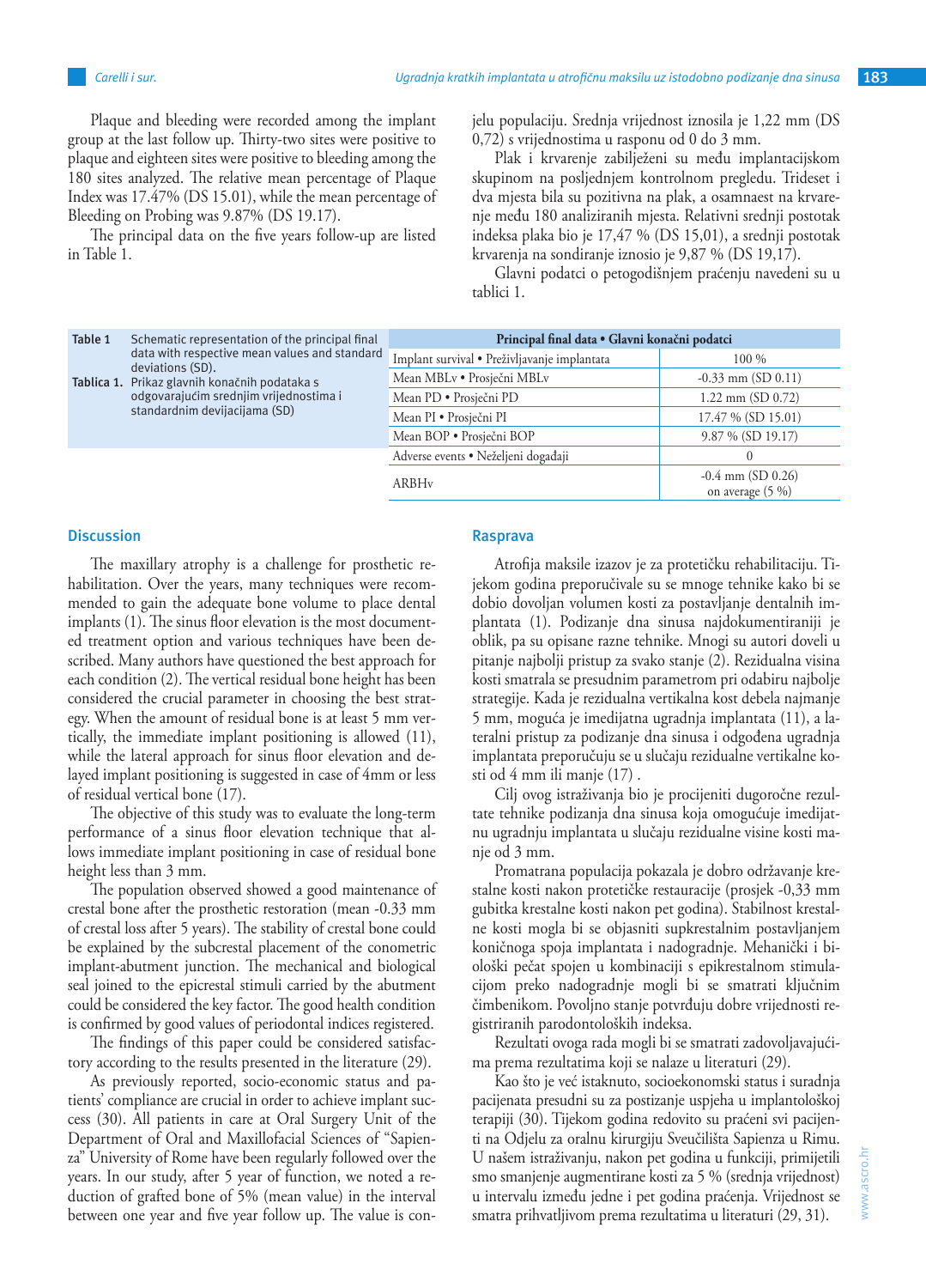Plaque and bleeding were recorded among the implant group at the last follow up. Thirty-two sites were positive to plaque and eighteen sites were positive to bleeding among the 180 sites analyzed. The relative mean percentage of Plaque Index was 17.47% (DS 15.01), while the mean percentage of Bleeding on Probing was 9.87% (DS 19.17).

The principal data on the five years follow-up are listed in Table 1.

jelu populaciju. Srednja vrijednost iznosila je 1,22 mm (DS 0,72) s vrijednostima u rasponu od 0 do 3 mm.

Plak i krvarenje zabilježeni su među implantacijskom skupinom na posljednjem kontrolnom pregledu. Trideset i dva mjesta bila su pozitivna na plak, a osamnaest na krvarenje među 180 analiziranih mjesta. Relativni srednji postotak indeksa plaka bio je 17,47 % (DS 15,01), a srednji postotak krvarenja na sondiranje iznosio je 9,87 % (DS 19,17).

Glavni podatci o petogodišnjem praćenju navedeni su u tablici 1.

**Table 1** Schematic representation of the principal final data with respective mean values and standard deviations (SD).

**Tablica 1.** Prikaz glavnih konačnih podataka s odgovarajućim srednjim vrijednostima i standardnim devijacijama (SD)

| Principal final data • Glavni konačni podatci | |
|---|---|
| Implant survival • Preživljavanje implantata | 100 % |
| Mean MBLv • Prosječni MBLv | -0.33 mm (SD 0.11) |
| Mean PD • Prosječni PD | 1.22 mm (SD 0.72) |
| Mean PI • Prosječni PI | 17.47 % (SD 15.01) |
| Mean BOP • Prosječni BOP | 9.87 % (SD 19.17) |
| Adverse events • Neželjeni događaji | 0 |
| ARBHv | -0.4 mm (SD 0.26) on average (5 %) |

## Discussion

The maxillary atrophy is a challenge for prosthetic rehabilitation. Over the years, many techniques were recommended to gain the adequate bone volume to place dental implants (1). The sinus floor elevation is the most documented treatment option and various techniques have been described. Many authors have questioned the best approach for each condition (2). The vertical residual bone height has been considered the crucial parameter in choosing the best strategy. When the amount of residual bone is at least 5 mm vertically, the immediate implant positioning is allowed (11), while the lateral approach for sinus floor elevation and delayed implant positioning is suggested in case of 4mm or less of residual vertical bone (17).

The objective of this study was to evaluate the long-term performance of a sinus floor elevation technique that allows immediate implant positioning in case of residual bone height less than 3 mm.

The population observed showed a good maintenance of crestal bone after the prosthetic restoration (mean -0.33 mm of crestal loss after 5 years). The stability of crestal bone could be explained by the subcrestal placement of the conometric implant-abutment junction. The mechanical and biological seal joined to the epicrestal stimuli carried by the abutment could be considered the key factor. The good health condition is confirmed by good values of periodontal indices registered.

The findings of this paper could be considered satisfactory according to the results presented in the literature (29).

As previously reported, socio-economic status and patients' compliance are crucial in order to achieve implant success (30). All patients in care at Oral Surgery Unit of the Department of Oral and Maxillofacial Sciences of "Sapienza" University of Rome have been regularly followed over the years. In our study, after 5 year of function, we noted a reduction of grafted bone of 5% (mean value) in the interval between one year and five year follow up. The value is con-

## Rasprava

Atrofija maksile izazov je za protetičku rehabilitaciju. Tijekom godina preporučivale su se mnoge tehnike kako bi se dobio dovoljan volumen kosti za postavljanje dentalnih implantata (1). Podizanje dna sinusa najdokumentiraniji je oblik, pa su opisane razne tehnike. Mnogi autori doveli u pitanje najbolji pristup za svako stanje (2). Rezidualna visina kosti smatrala se presudnim parametrom pri odabiru najbolje strategije. Kada je rezidualna vertikalna kost debela najmanje 5 mm, moguća je imedijatna ugradnja implantata (11), a lateralni pristup za podizanje dna sinusa i odgođena ugradnja implantata preporučuju se u slučaju rezidualne vertikalne kosti od 4 mm ili manje (17) .

Cilj ovog istraživanja bio je procijeniti dugoročne rezultate tehnike podizanja dna sinusa koja omogućuje imedijatnu ugradnju implantata u slučaju rezidualne visine kosti manje od 3 mm.

Promatrana populacija pokazala je dobro održavanje krestalne kosti nakon protetičke restauracije (prosjek -0,33 mm gubitka krestalne kosti nakon pet godina). Stabilnost krestalne kosti mogla bi se objasniti supkrestalnim postavljanjem koničnoga spoja implantata i nadogradnje. Mehanički i biološki pečat spojen u kombinaciji s epikrestalnom stimulacijom preko nadogradnje mogli bi se smatrati ključnim čimbenikom. Povoljno stanje potvrđuju dobre vrijednosti registriranih parodontoloških indeksa.

Rezultati ovoga rada mogli bi se smatrati zadovoljavajućima prema rezultatima koji se nalaze u literaturi (29).

Kao što je već istaknuto, socioekonomski status i suradnja pacijenata presudni su za postizanje uspjeha u implantološkoj terapiji (30). Tijekom godina redovito su praćeni svi pacijenti na Odjelu za oralnu kirurgiju Sveučilišta Sapienza u Rimu. U našem istraživanju, nakon pet godina u funkciji, primijetili smo smanjenje augmentirane kosti za 5 % (srednja vrijednost) u intervalu između jedne i pet godina praćenja. Vrijednost se smatra prihvatljivom prema rezultatima u literaturi (29, 31).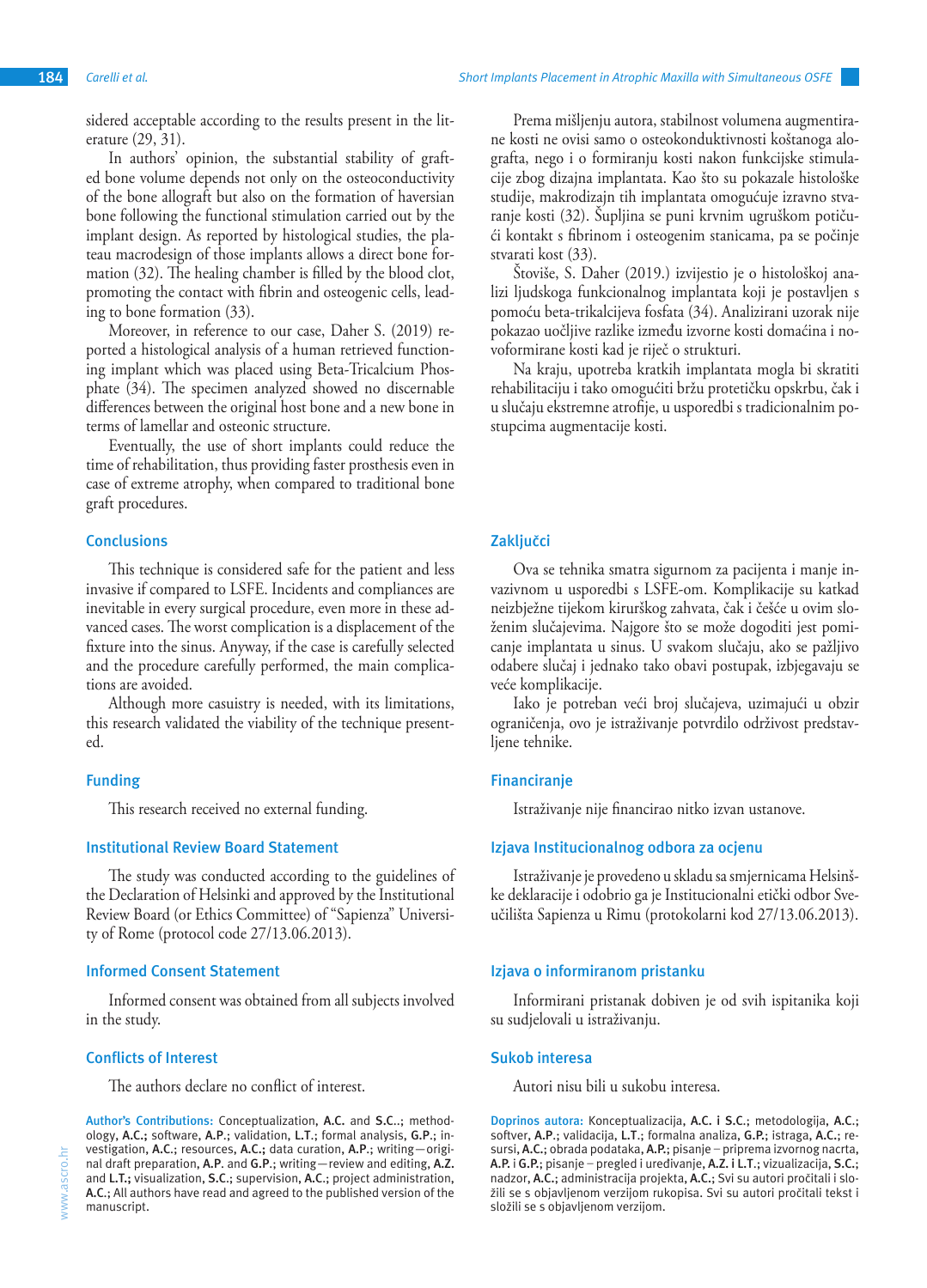sidered acceptable according to the results present in the literature (29, 31).

In authors' opinion, the substantial stability of grafted bone volume depends not only on the osteoconductivity of the bone allograft but also on the formation of haversian bone following the functional stimulation carried out by the implant design. As reported by histological studies, the plateau macrodesign of those implants allows a direct bone formation (32). The healing chamber is filled by the blood clot, promoting the contact with fibrin and osteogenic cells, leading to bone formation (33).

Moreover, in reference to our case, Daher S. (2019) reported a histological analysis of a human retrieved functioning implant which was placed using Beta-Tricalcium Phosphate (34). The specimen analyzed showed no discernable differences between the original host bone and a new bone in terms of lamellar and osteonic structure.

Eventually, the use of short implants could reduce the time of rehabilitation, thus providing faster prosthesis even in case of extreme atrophy, when compared to traditional bone graft procedures.

## Conclusions

This technique is considered safe for the patient and less invasive if compared to LSFE. Incidents and compliances are inevitable in every surgical procedure, even more in these advanced cases. The worst complication is a displacement of the fixture into the sinus. Anyway, if the case is carefully selected and the procedure carefully performed, the main complications are avoided.

Although more casuistry is needed, with its limitations, this research validated the viability of the technique presented.

## Funding

This research received no external funding.

## Institutional Review Board Statement

The study was conducted according to the guidelines of the Declaration of Helsinki and approved by the Institutional Review Board (or Ethics Committee) of "Sapienza" University of Rome (protocol code 27/13.06.2013).

## Informed Consent Statement

Informed consent was obtained from all subjects involved in the study.

## Conflicts of Interest

The authors declare no conflict of interest.

**Author's Contributions:** Conceptualization, **A.C.** and **S.C.**.; methodology, **A.C.**; software, **A.P.**; validation, **L.T.**; formal analysis, **G.P.**; investigation, **A.C.**; resources, **A.C.**; data curation, **A.P.**; writing—original draft preparation, **A.P.** and **G.P.**; writing—review and editing, **A.Z.** and **L.T.**; visualization, **S.C.**; supervision, **A.C.**; project administration, **A.C.**; All authors have read and agreed to the published version of the manuscript.

Prema mišljenju autora, stabilnost volumena augmentirane kosti ne ovisi samo o osteokonduktivnosti koštanoga alografta, nego i o formiranju kosti nakon funkcijske stimulacije zbog dizajna implantata. Kao što su pokazale histološke studije, makrodizajn tih implantata omogućuje izravno stvaranje kosti (32). Šupljina se puni krvnim ugruškom potičući kontakt s fibrinom i osteogenim stanicama, pa se počinje stvarati kost (33).

Štoviše, S. Daher (2019.) izvijestio je o histološkoj analizi ljudskoga funkcionalnog implantata koji je postavljen s pomoću beta-trikalcijeva fosfata (34). Analizirani uzorak nije pokazao uočljive razlike između izvorne kosti domaćina i novoformirane kosti kad je riječ o strukturi.

Na kraju, upotreba kratkih implantata mogla bi skratiti rehabilitaciju i tako omogućiti bržu protetičku opskrbu, čak i u slučaju ekstremne atrofije, u usporedbi s tradicionalnim postupcima augmentacije kosti.

## Zaključci

Ova se tehnika smatra sigurnom za pacijenta i manje invazivnom u usporedbi s LSFE-om. Komplikacije su katkad neizbježne tijekom kirurškog zahvata, čak i češće u ovim složenim slučajevima. Najgore što se može dogoditi jest pomicanje implantata u sinus. U svakom slučaju, ako se pažljivo odabere slučaj i jednako tako obavi postupak, izbjegavaju se veće komplikacije.

Iako je potreban veći broj slučajeva, uzimajući u obzir ograničenja, ovo je istraživanje potvrdilo održivost predstavljene tehnike.

## Financiranje

Istraživanje nije financirao nitko izvan ustanove.

## Izjava Institucionalnog odbora za ocjenu

Istraživanje je provedeno u skladu sa smjernicama Helsinške deklaracije i odobrio ga je Institucionalni etički odbor Sveučilišta Sapienza u Rimu (protokolarni kod 27/13.06.2013).

## Izjava o informiranom pristanku

Informirani pristanak dobiven je od svih ispitanika koji su sudjelovali u istraživanju.

## Sukob interesa

Autori nisu bili u sukobu interesa.

**Doprinos autora:** Konceptualizacija, **A.C. i S.C.**, metodologija, **A.C.**; softver, **A.P.**; validacija, **L.T.**; formalna analiza, **G.P.**; istraga, **A.C.**; resursi, **A.C.**; obrada podataka, **A.P.**; pisanje – priprema izvornog nacrta, **A.P.** i **G.P.**; pisanje – pregled i uređivanje, **A.Z. i L.T.**; vizualizacija, **S.C.**; nadzor, **A.C.**; administracija projekta, **A.C.**; Svi su autori pročitali i složili se s objavljenom verzijom rukopisa. Svi su autori pročitali tekst i složili se s objavljenom verzijom.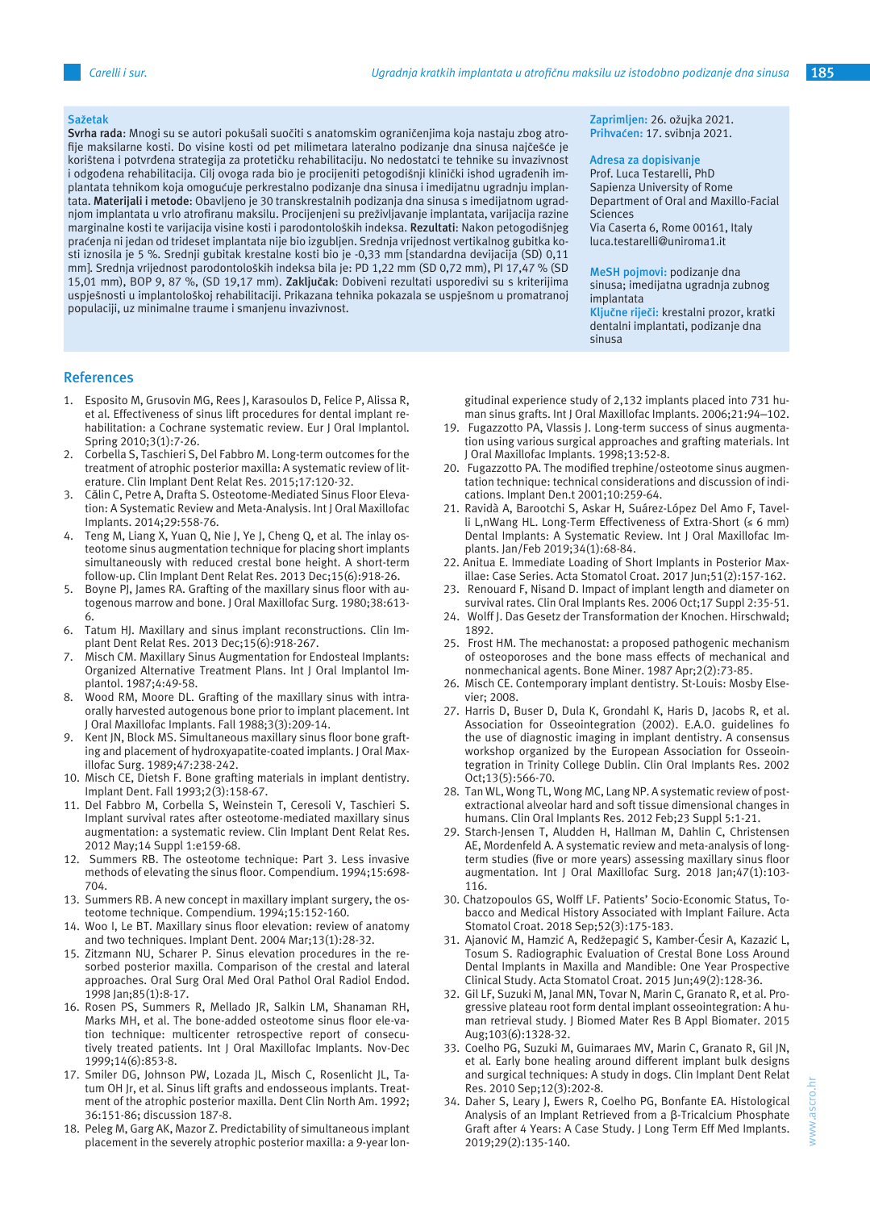## Sažetak

**Svrha rada**: Mnogi su se autori pokušali suočiti s anatomskim ograničenjima koja nastaju zbog atrofije maksilarne kosti. Do visine kosti od pet milimetara lateralno podizanje dna sinusa najčešće je korištena i potvrđena strategija za protetičku rehabilitaciju. No nedostatci te tehnike su invazivnost i odgođena rehabilitacija. Cilj ovoga rada bio je procijeniti petogodišnji klinički ishod ugrađenih implantata tehnikom koja omogućuje perkrestalno podizanje dna sinusa i imedijatnu ugradnju implantata. **Materijali i metode**: Obavljeno je 30 transkrestalnih podizanja dna sinusa s imedijatnom ugradnjom implantata u vrlo atrofiranu maksilu. Procijenjeni su preživljavanje implantata, varijacija razine marginalne kosti te varijacija visine kosti i parodontoloških indeksa. **Rezultati**: Nakon petogodišnjeg praćenja ni jedan od trideset implantata nije bio izgubljen. Srednja vrijednost vertikalnog gubitka kosti iznosila je 5 %. Srednji gubitak krestalne kosti bio je -0,33 mm [standardna devijacija (SD) 0,11 mm]. Srednja vrijednost parodontoloških indeksa bila je: PD 1,22 mm (SD 0,72 mm), PI 17,47 % (SD 15,01 mm), BOP 9, 87 %, (SD 19,17 mm). **Zaključak**: Dobiveni rezultati usporedivi su s kriterijima uspješnosti u implantološkoj rehabilitaciji. Prikazana tehnika pokazala se uspješnom u promatranoj populaciji, uz minimalne traume i smanjenu invazivnost.

**Zaprimljen:** 26. ožujka 2021.
**Prihvaćen:** 17. svibnja 2021.

**Adresa za dopisivanje**
Prof. Luca Testarelli, PhD
Sapienza University of Rome
Department of Oral and Maxillo-Facial Sciences
Via Caserta 6, Rome 00161, Italy
luca.testarelli@uniroma1.it

**MeSH pojmovi:** podizanje dna sinusa; imedijatna ugradnja zubnog implantata
**Ključne riječi:** krestalni prozor, kratki dentalni implantati, podizanje dna sinusa

## References

1. Esposito M, Grusovin MG, Rees J, Karasoulos D, Felice P, Alissa R, et al. Effectiveness of sinus lift procedures for dental implant rehabilitation: a Cochrane systematic review. Eur J Oral Implantol. Spring 2010;3(1):7-26.
2. Corbella S, Taschieri S, Del Fabbro M. Long-term outcomes for the treatment of atrophic posterior maxilla: A systematic review of literature. Clin Implant Dent Relat Res. 2015;17:120-32.
3. Călin C, Petre A, Drafta S. Osteotome-Mediated Sinus Floor Elevation: A Systematic Review and Meta-Analysis. Int J Oral Maxillofac Implants. 2014;29:558-76.
4. Teng M, Liang X, Yuan Q, Nie J, Ye J, Cheng Q, et al. The inlay osteotome sinus augmentation technique for placing short implants simultaneously with reduced crestal bone height. A short-term follow-up. Clin Implant Dent Relat Res. 2013 Dec;15(6):918-26.
5. Boyne PJ, James RA. Grafting of the maxillary sinus floor with autogenous marrow and bone. J Oral Maxillofac Surg. 1980;38:613-6.
6. Tatum HJ. Maxillary and sinus implant reconstructions. Clin Implant Dent Relat Res. 2013 Dec;15(6):918-267.
7. Misch CM. Maxillary Sinus Augmentation for Endosteal Implants: Organized Alternative Treatment Plans. Int J Oral Implantol Implantol. 1987;4:49-58.
8. Wood RM, Moore DL. Grafting of the maxillary sinus with intraorally harvested autogenous bone prior to implant placement. Int J Oral Maxillofac Implants. Fall 1988;3(3):209-14.
9. Kent JN, Block MS. Simultaneous maxillary sinus floor bone grafting and placement of hydroxyapatite-coated implants. J Oral Maxillofac Surg. 1989;47:238-242.
10. Misch CE, Dietsh F. Bone grafting materials in implant dentistry. Implant Dent. Fall 1993;2(3):158-67.
11. Del Fabbro M, Corbella S, Weinstein T, Ceresoli V, Taschieri S. Implant survival rates after osteotome-mediated maxillary sinus augmentation: a systematic review. Clin Implant Dent Relat Res. 2012 May;14 Suppl 1:e159-68.
12. Summers RB. The osteotome technique: Part 3. Less invasive methods of elevating the sinus floor. Compendium. 1994;15:698-704.
13. Summers RB. A new concept in maxillary implant surgery, the osteotome technique. Compendium. 1994;15:152-160.
14. Woo I, Le BT. Maxillary sinus floor elevation: review of anatomy and two techniques. Implant Dent. 2004 Mar;13(1):28-32.
15. Zitzmann NU, Scharer P. Sinus elevation procedures in the resorbed posterior maxilla. Comparison of the crestal and lateral approaches. Oral Surg Oral Med Oral Pathol Oral Radiol Endod. 1998 Jan;85(1):8-17.
16. Rosen PS, Summers R, Mellado JR, Salkin LM, Shanaman RH, Marks MH, et al. The bone-added osteotome sinus floor elevation technique: multicenter retrospective report of consecutively treated patients. Int J Oral Maxillofac Implants. Nov-Dec 1999;14(6):853-8.
17. Smiler DG, Johnson PW, Lozada JL, Misch C, Rosenlicht JL, Tatum OH Jr, et al. Sinus lift grafts and endosseous implants. Treatment of the atrophic posterior maxilla. Dent Clin North Am. 1992; 36:151-86; discussion 187-8.
18. Peleg M, Garg AK, Mazor Z. Predictability of simultaneous implant placement in the severely atrophic posterior maxilla: a 9-year longitudinal experience study of 2,132 implants placed into 731 human sinus grafts. Int J Oral Maxillofac Implants. 2006;21:94–102.
19. Fugazzotto PA, Vlassis J. Long-term success of sinus augmentation using various surgical approaches and grafting materials. Int J Oral Maxillofac Implants. 1998;13:52-8.
20. Fugazzotto PA. The modified trephine/osteotome sinus augmentation technique: technical considerations and discussion of indications. Implant Den.t 2001;10:259-64.
21. Ravidà A, Barootchi S, Askar H, Suárez-López Del Amo F, Tavelli L,Wang HL. Long-Term Effectiveness of Extra-Short (≤ 6 mm) Dental Implants: A Systematic Review. Int J Oral Maxillofac Implants. Jan/Feb 2019;34(1):68-84.
22. Anitua E. Immediate Loading of Short Implants in Posterior Maxillae: Case Series. Acta Stomatol Croat. 2017 Jun;51(2):157-162.
23. Renouard F, Nisand D. Impact of implant length and diameter on survival rates. Clin Oral Implants Res. 2006 Oct;17 Suppl 2:35-51.
24. Wolff J. Das Gesetz der Transformation der Knochen. Hirschwald; 1892.
25. Frost HM. The mechanostat: a proposed pathogenic mechanism of osteoporoses and the bone mass effects of mechanical and nonmechanical agents. Bone Miner. 1987 Apr;2(2):73-85.
26. Misch CE. Contemporary implant dentistry. St-Louis: Mosby Elsevier; 2008.
27. Harris D, Buser D, Dula K, Grondahl K, Haris D, Jacobs R, et al. Association for Osseointegration (2002). E.A.O. guidelines fo the use of diagnostic imaging in implant dentistry. A consensus workshop organized by the European Association for Osseointegration in Trinity College Dublin. Clin Oral Implants Res. 2002 Oct;13(5):566-70.
28. Tan WL, Wong TL, Wong MC, Lang NP. A systematic review of post-extractional alveolar hard and soft tissue dimensional changes in humans. Clin Oral Implants Res. 2012 Feb;23 Suppl 5:1-21.
29. Starch-Jensen T, Aludden H, Hallman M, Dahlin C, Christensen AE, Mordenfeld A. A systematic review and meta-analysis of long-term studies (five or more years) assessing maxillary sinus floor augmentation. Int J Oral Maxillofac Surg. 2018 Jan;47(1):103-116.
30. Chatzopoulos GS, Wolff LF. Patients' Socio-Economic Status, Tobacco and Medical History Associated with Implant Failure. Acta Stomatol Croat. 2018 Sep;52(3):175-183.
31. Ajanović M, Hamzić A, Redžepagić S, Kamber-Ćesir A, Kazazić L, Tosum S. Radiographic Evaluation of Crestal Bone Loss Around Dental Implants in Maxilla and Mandible: One Year Prospective Clinical Study. Acta Stomatol Croat. 2015 Jun;49(2):128-36.
32. Gil LF, Suzuki M, Janal MN, Tovar N, Marin C, Granato R, et al. Progressive plateau root form dental implant osseointegration: A human retrieval study. J Biomed Mater Res B Appl Biomater. 2015 Aug;103(6):1328-32.
33. Coelho PG, Suzuki M, Guimaraes MV, Marin C, Granato R, Gil JN, et al. Early bone healing around different implant bulk designs and surgical techniques: A study in dogs. Clin Implant Dent Relat Res. 2010 Sep;12(3):202-8.
34. Daher S, Leary J, Ewers R, Coelho PG, Bonfante EA. Histological Analysis of an Implant Retrieved from a β-Tricalcium Phosphate Graft after 4 Years: A Case Study. J Long Term Eff Med Implants. 2019;29(2):135-140.